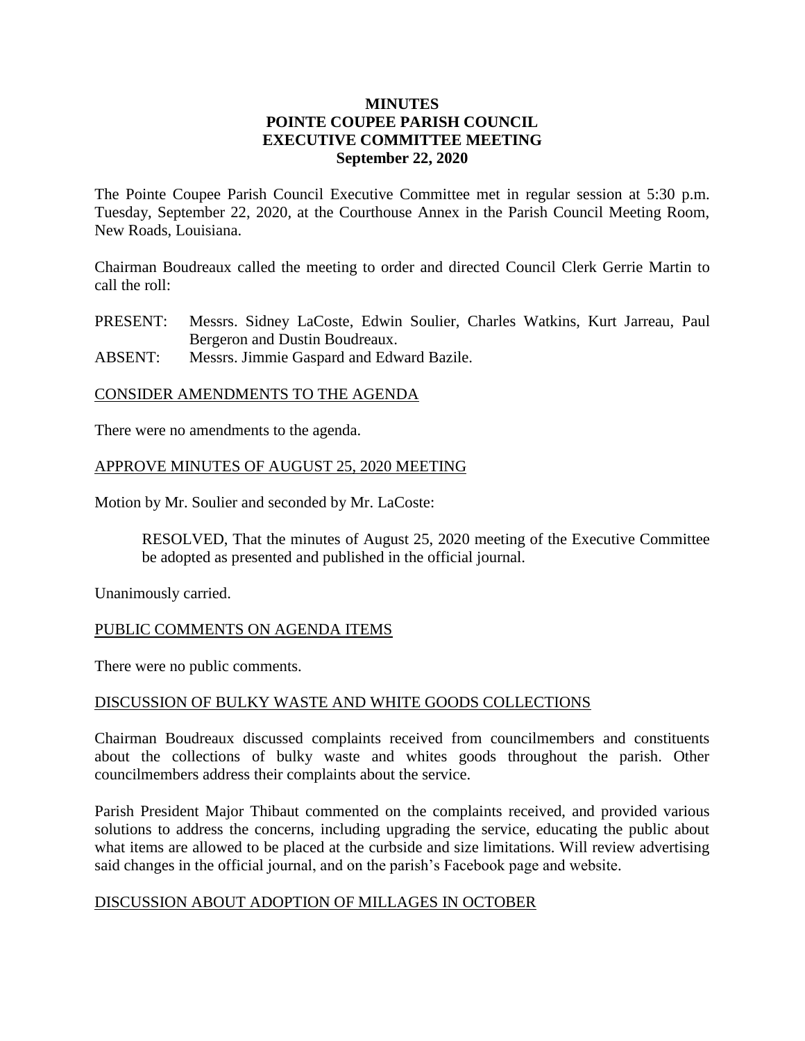# MINUTES
# POINTE COUPEE PARISH COUNCIL
# EXECUTIVE COMMITTEE MEETING
**September 22, 2020**

The Pointe Coupee Parish Council Executive Committee met in regular session at 5:30 p.m. Tuesday, September 22, 2020, at the Courthouse Annex in the Parish Council Meeting Room, New Roads, Louisiana.

Chairman Boudreaux called the meeting to order and directed Council Clerk Gerrie Martin to call the roll:

PRESENT: Messrs. Sidney LaCoste, Edwin Soulier, Charles Watkins, Kurt Jarreau, Paul Bergeron and Dustin Boudreaux.
ABSENT: Messrs. Jimmie Gaspard and Edward Bazile.

<u>CONSIDER AMENDMENTS TO THE AGENDA</u>

There were no amendments to the agenda.

<u>APPROVE MINUTES OF AUGUST 25, 2020 MEETING</u>

Motion by Mr. Soulier and seconded by Mr. LaCoste:

> RESOLVED, That the minutes of August 25, 2020 meeting of the Executive Committee be adopted as presented and published in the official journal.

Unanimously carried.

<u>PUBLIC COMMENTS ON AGENDA ITEMS</u>

There were no public comments.

<u>DISCUSSION OF BULKY WASTE AND WHITE GOODS COLLECTIONS</u>

Chairman Boudreaux discussed complaints received from councilmembers and constituents about the collections of bulky waste and whites goods throughout the parish. Other councilmembers address their complaints about the service.

Parish President Major Thibaut commented on the complaints received, and provided various solutions to address the concerns, including upgrading the service, educating the public about what items are allowed to be placed at the curbside and size limitations. Will review advertising said changes in the official journal, and on the parish's Facebook page and website.

<u>DISCUSSION ABOUT ADOPTION OF MILLAGES IN OCTOBER</u>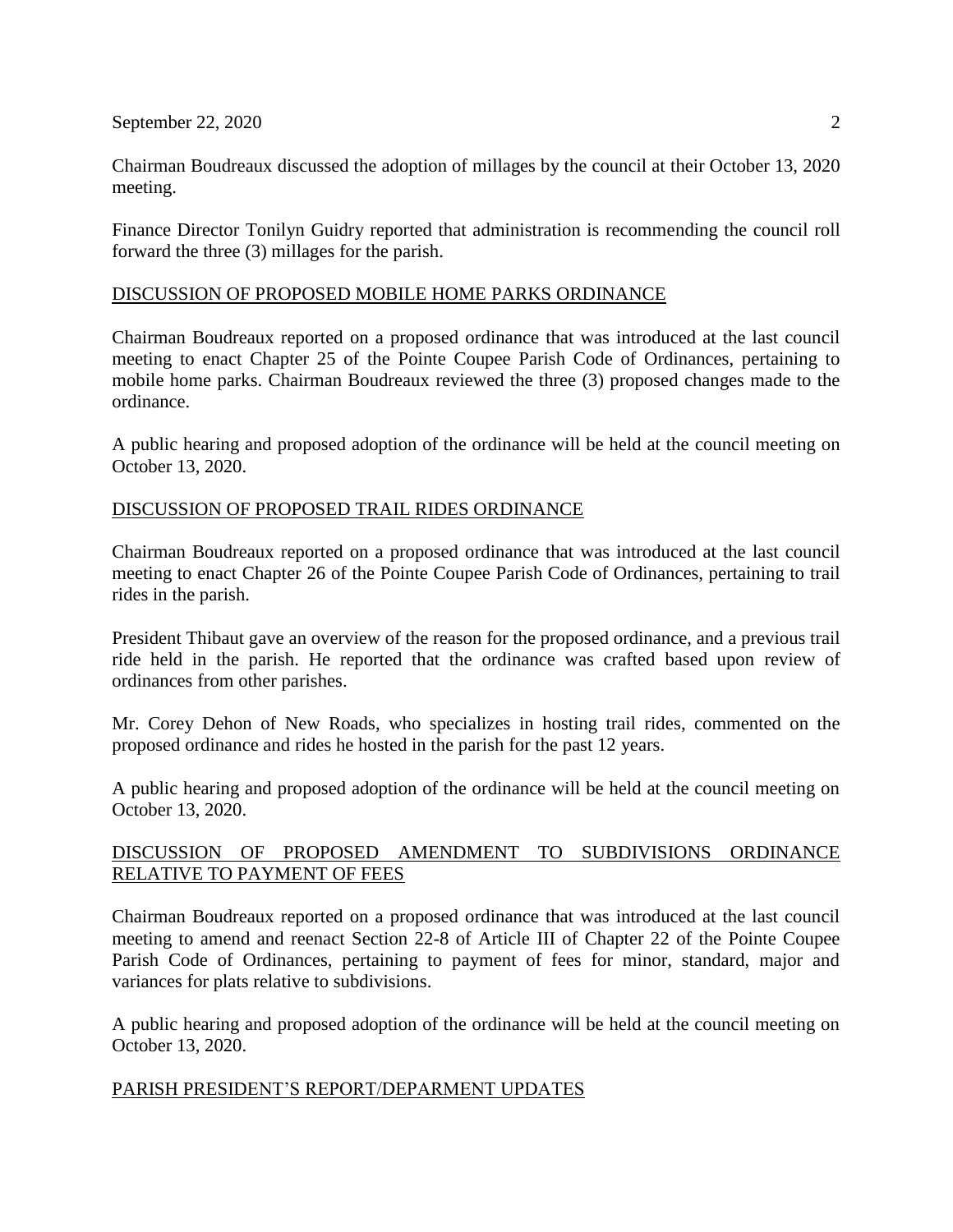Chairman Boudreaux discussed the adoption of millages by the council at their October 13, 2020 meeting.

Finance Director Tonilyn Guidry reported that administration is recommending the council roll forward the three (3) millages for the parish.

## DISCUSSION OF PROPOSED MOBILE HOME PARKS ORDINANCE

Chairman Boudreaux reported on a proposed ordinance that was introduced at the last council meeting to enact Chapter 25 of the Pointe Coupee Parish Code of Ordinances, pertaining to mobile home parks. Chairman Boudreaux reviewed the three (3) proposed changes made to the ordinance.

A public hearing and proposed adoption of the ordinance will be held at the council meeting on October 13, 2020.

## DISCUSSION OF PROPOSED TRAIL RIDES ORDINANCE

Chairman Boudreaux reported on a proposed ordinance that was introduced at the last council meeting to enact Chapter 26 of the Pointe Coupee Parish Code of Ordinances, pertaining to trail rides in the parish.

President Thibaut gave an overview of the reason for the proposed ordinance, and a previous trail ride held in the parish. He reported that the ordinance was crafted based upon review of ordinances from other parishes.

Mr. Corey Dehon of New Roads, who specializes in hosting trail rides, commented on the proposed ordinance and rides he hosted in the parish for the past 12 years.

A public hearing and proposed adoption of the ordinance will be held at the council meeting on October 13, 2020.

## DISCUSSION OF PROPOSED AMENDMENT TO SUBDIVISIONS ORDINANCE RELATIVE TO PAYMENT OF FEES

Chairman Boudreaux reported on a proposed ordinance that was introduced at the last council meeting to amend and reenact Section 22-8 of Article III of Chapter 22 of the Pointe Coupee Parish Code of Ordinances, pertaining to payment of fees for minor, standard, major and variances for plats relative to subdivisions.

A public hearing and proposed adoption of the ordinance will be held at the council meeting on October 13, 2020.

## PARISH PRESIDENT'S REPORT/DEPARMENT UPDATES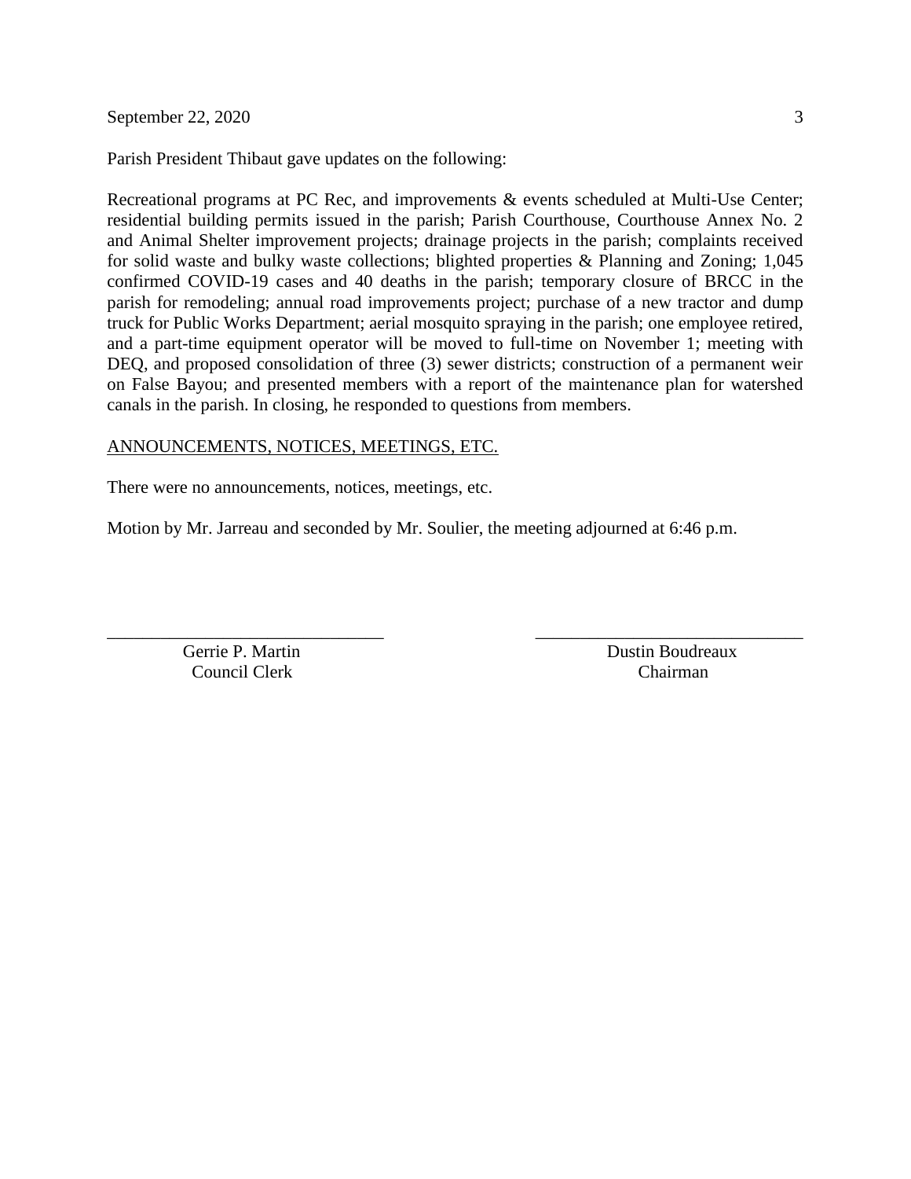Parish President Thibaut gave updates on the following:

Recreational programs at PC Rec, and improvements & events scheduled at Multi-Use Center; residential building permits issued in the parish; Parish Courthouse, Courthouse Annex No. 2 and Animal Shelter improvement projects; drainage projects in the parish; complaints received for solid waste and bulky waste collections; blighted properties & Planning and Zoning; 1,045 confirmed COVID-19 cases and 40 deaths in the parish; temporary closure of BRCC in the parish for remodeling; annual road improvements project; purchase of a new tractor and dump truck for Public Works Department; aerial mosquito spraying in the parish; one employee retired, and a part-time equipment operator will be moved to full-time on November 1; meeting with DEQ, and proposed consolidation of three (3) sewer districts; construction of a permanent weir on False Bayou; and presented members with a report of the maintenance plan for watershed canals in the parish. In closing, he responded to questions from members.

ANNOUNCEMENTS, NOTICES, MEETINGS, ETC.

There were no announcements, notices, meetings, etc.

Motion by Mr. Jarreau and seconded by Mr. Soulier, the meeting adjourned at 6:46 p.m.

_______________________________
Gerrie P. Martin
Council Clerk

_______________________________
Dustin Boudreaux
Chairman